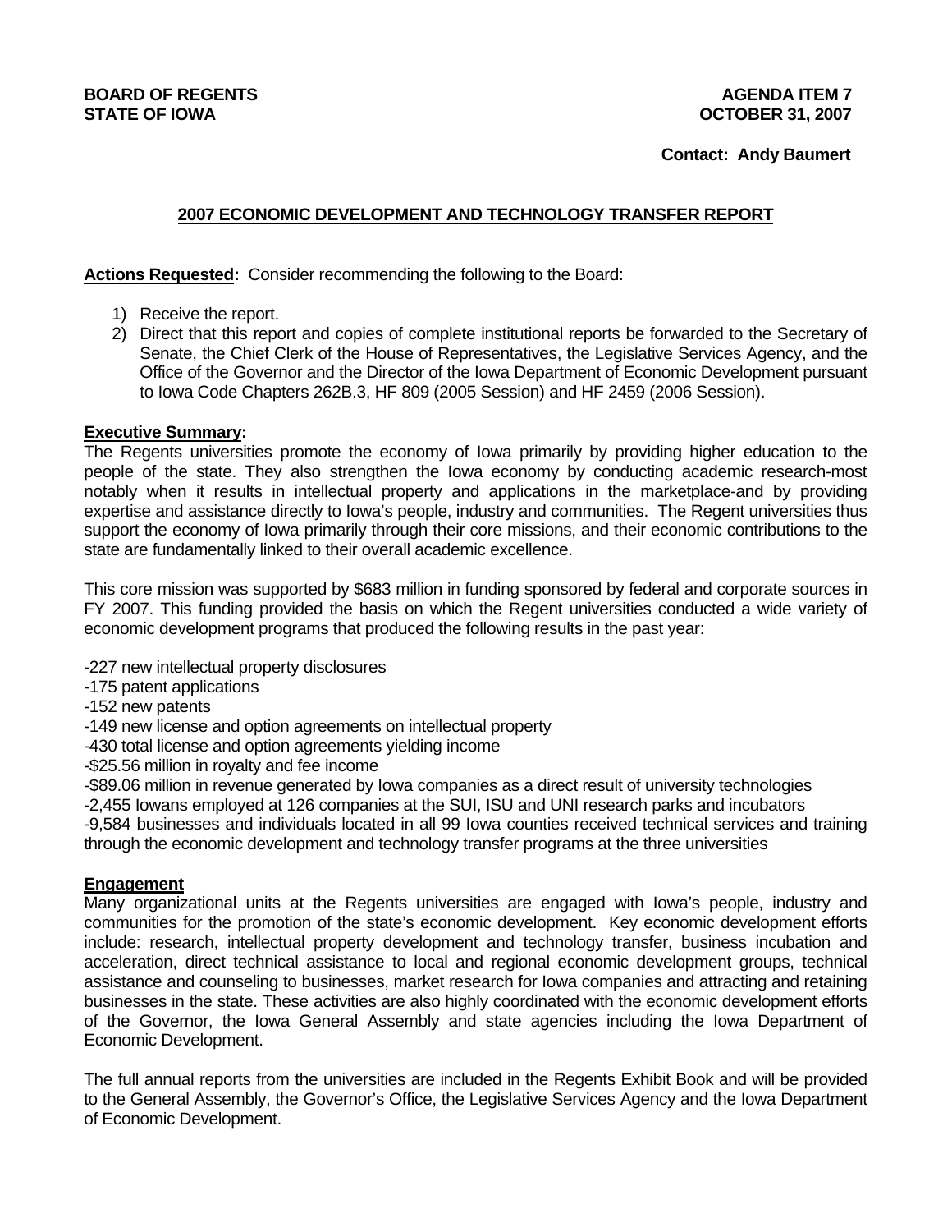**BOARD OF REGENTS**
**STATE OF IOWA**

**AGENDA ITEM 7**
**OCTOBER 31, 2007**

**Contact: Andy Baumert**

## 2007 ECONOMIC DEVELOPMENT AND TECHNOLOGY TRANSFER REPORT

**Actions Requested:** Consider recommending the following to the Board:

1) Receive the report.
2) Direct that this report and copies of complete institutional reports be forwarded to the Secretary of Senate, the Chief Clerk of the House of Representatives, the Legislative Services Agency, and the Office of the Governor and the Director of the Iowa Department of Economic Development pursuant to Iowa Code Chapters 262B.3, HF 809 (2005 Session) and HF 2459 (2006 Session).

**Executive Summary:**
The Regents universities promote the economy of Iowa primarily by providing higher education to the people of the state. They also strengthen the Iowa economy by conducting academic research-most notably when it results in intellectual property and applications in the marketplace-and by providing expertise and assistance directly to Iowa's people, industry and communities. The Regent universities thus support the economy of Iowa primarily through their core missions, and their economic contributions to the state are fundamentally linked to their overall academic excellence.

This core mission was supported by $683 million in funding sponsored by federal and corporate sources in FY 2007. This funding provided the basis on which the Regent universities conducted a wide variety of economic development programs that produced the following results in the past year:

-227 new intellectual property disclosures
-175 patent applications
-152 new patents
-149 new license and option agreements on intellectual property
-430 total license and option agreements yielding income
-$25.56 million in royalty and fee income
-$89.06 million in revenue generated by Iowa companies as a direct result of university technologies
-2,455 Iowans employed at 126 companies at the SUI, ISU and UNI research parks and incubators
-9,584 businesses and individuals located in all 99 Iowa counties received technical services and training through the economic development and technology transfer programs at the three universities

**Engagement**
Many organizational units at the Regents universities are engaged with Iowa's people, industry and communities for the promotion of the state's economic development. Key economic development efforts include: research, intellectual property development and technology transfer, business incubation and acceleration, direct technical assistance to local and regional economic development groups, technical assistance and counseling to businesses, market research for Iowa companies and attracting and retaining businesses in the state. These activities are also highly coordinated with the economic development efforts of the Governor, the Iowa General Assembly and state agencies including the Iowa Department of Economic Development.

The full annual reports from the universities are included in the Regents Exhibit Book and will be provided to the General Assembly, the Governor's Office, the Legislative Services Agency and the Iowa Department of Economic Development.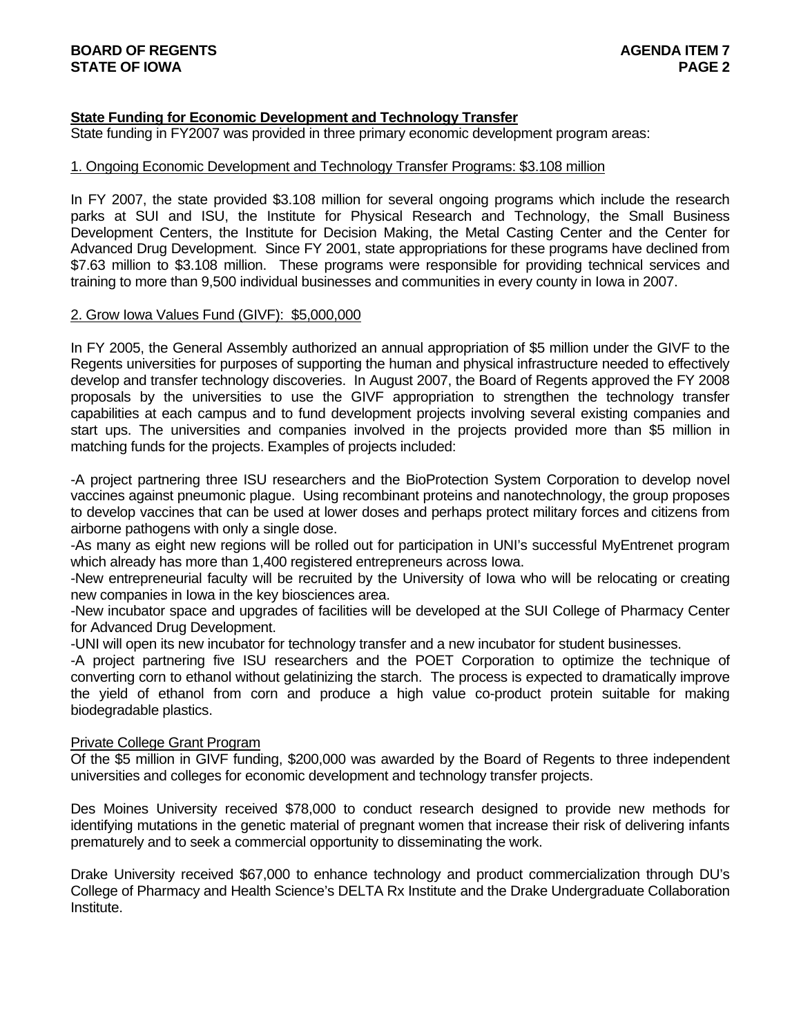**State Funding for Economic Development and Technology Transfer**

State funding in FY2007 was provided in three primary economic development program areas:

1. Ongoing Economic Development and Technology Transfer Programs: $3.108 million

In FY 2007, the state provided $3.108 million for several ongoing programs which include the research parks at SUI and ISU, the Institute for Physical Research and Technology, the Small Business Development Centers, the Institute for Decision Making, the Metal Casting Center and the Center for Advanced Drug Development. Since FY 2001, state appropriations for these programs have declined from $7.63 million to $3.108 million. These programs were responsible for providing technical services and training to more than 9,500 individual businesses and communities in every county in Iowa in 2007.

2. Grow Iowa Values Fund (GIVF): $5,000,000

In FY 2005, the General Assembly authorized an annual appropriation of $5 million under the GIVF to the Regents universities for purposes of supporting the human and physical infrastructure needed to effectively develop and transfer technology discoveries. In August 2007, the Board of Regents approved the FY 2008 proposals by the universities to use the GIVF appropriation to strengthen the technology transfer capabilities at each campus and to fund development projects involving several existing companies and start ups. The universities and companies involved in the projects provided more than $5 million in matching funds for the projects. Examples of projects included:

-A project partnering three ISU researchers and the BioProtection System Corporation to develop novel vaccines against pneumonic plague. Using recombinant proteins and nanotechnology, the group proposes to develop vaccines that can be used at lower doses and perhaps protect military forces and citizens from airborne pathogens with only a single dose.
-As many as eight new regions will be rolled out for participation in UNI's successful MyEntrenet program which already has more than 1,400 registered entrepreneurs across Iowa.
-New entrepreneurial faculty will be recruited by the University of Iowa who will be relocating or creating new companies in Iowa in the key biosciences area.
-New incubator space and upgrades of facilities will be developed at the SUI College of Pharmacy Center for Advanced Drug Development.
-UNI will open its new incubator for technology transfer and a new incubator for student businesses.
-A project partnering five ISU researchers and the POET Corporation to optimize the technique of converting corn to ethanol without gelatinizing the starch. The process is expected to dramatically improve the yield of ethanol from corn and produce a high value co-product protein suitable for making biodegradable plastics.

Private College Grant Program

Of the $5 million in GIVF funding, $200,000 was awarded by the Board of Regents to three independent universities and colleges for economic development and technology transfer projects.

Des Moines University received $78,000 to conduct research designed to provide new methods for identifying mutations in the genetic material of pregnant women that increase their risk of delivering infants prematurely and to seek a commercial opportunity to disseminating the work.

Drake University received $67,000 to enhance technology and product commercialization through DU's College of Pharmacy and Health Science's DELTA Rx Institute and the Drake Undergraduate Collaboration Institute.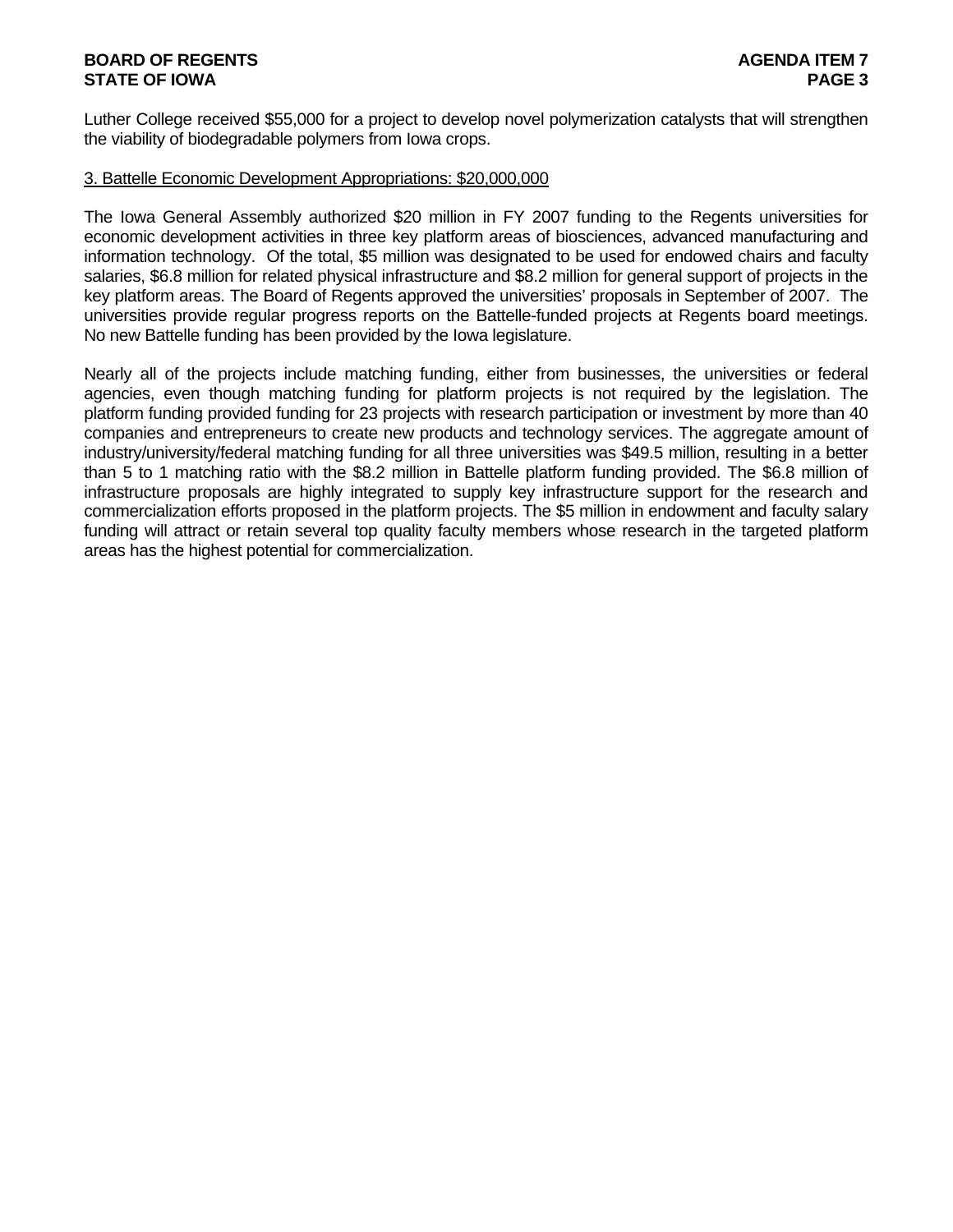Luther College received $55,000 for a project to develop novel polymerization catalysts that will strengthen the viability of biodegradable polymers from Iowa crops.

3. Battelle Economic Development Appropriations: $20,000,000

The Iowa General Assembly authorized $20 million in FY 2007 funding to the Regents universities for economic development activities in three key platform areas of biosciences, advanced manufacturing and information technology. Of the total, $5 million was designated to be used for endowed chairs and faculty salaries, $6.8 million for related physical infrastructure and $8.2 million for general support of projects in the key platform areas. The Board of Regents approved the universities' proposals in September of 2007. The universities provide regular progress reports on the Battelle-funded projects at Regents board meetings. No new Battelle funding has been provided by the Iowa legislature.

Nearly all of the projects include matching funding, either from businesses, the universities or federal agencies, even though matching funding for platform projects is not required by the legislation. The platform funding provided funding for 23 projects with research participation or investment by more than 40 companies and entrepreneurs to create new products and technology services. The aggregate amount of industry/university/federal matching funding for all three universities was $49.5 million, resulting in a better than 5 to 1 matching ratio with the $8.2 million in Battelle platform funding provided. The $6.8 million of infrastructure proposals are highly integrated to supply key infrastructure support for the research and commercialization efforts proposed in the platform projects. The $5 million in endowment and faculty salary funding will attract or retain several top quality faculty members whose research in the targeted platform areas has the highest potential for commercialization.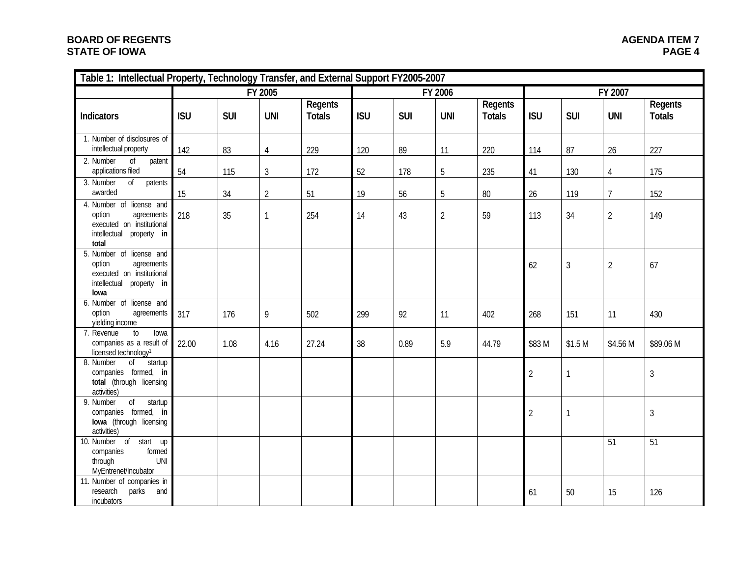| Table 1: Intellectual Property, Technology Transfer, and External Support FY2005-2007 | | | | | | | | | | | | |
|---|---|---|---|---|---|---|---|---|---|---|---|---|
| | FY 2005 | | | | FY 2006 | | | | FY 2007 | | | |
| Indicators | ISU | SUI | UNI | Regents Totals | ISU | SUI | UNI | Regents Totals | ISU | SUI | UNI | Regents Totals |
| 1. Number of disclosures of intellectual property | 142 | 83 | 4 | 229 | 120 | 89 | 11 | 220 | 114 | 87 | 26 | 227 |
| 2. Number of patent applications filed | 54 | 115 | 3 | 172 | 52 | 178 | 5 | 235 | 41 | 130 | 4 | 175 |
| 3. Number of patents awarded | 15 | 34 | 2 | 51 | 19 | 56 | 5 | 80 | 26 | 119 | 7 | 152 |
| 4. Number of license and option agreements executed on institutional intellectual property **in total** | 218 | 35 | 1 | 254 | 14 | 43 | 2 | 59 | 113 | 34 | 2 | 149 |
| 5. Number of license and option agreements executed on institutional intellectual property **in Iowa** | | | | | | | | | 62 | 3 | 2 | 67 |
| 6. Number of license and option agreements yielding income | 317 | 176 | 9 | 502 | 299 | 92 | 11 | 402 | 268 | 151 | 11 | 430 |
| 7. Revenue to Iowa companies as a result of licensed technology[1] | 22.00 | 1.08 | 4.16 | 27.24 | 38 | 0.89 | 5.9 | 44.79 | $83 M | $1.5 M | $4.56 M | $89.06 M |
| 8. Number of startup companies formed, **in total** (through licensing activities) | | | | | | | | | 2 | 1 | | 3 |
| 9. Number of startup companies formed, **in Iowa** (through licensing activities) | | | | | | | | | 2 | 1 | | 3 |
| 10. Number of start up companies formed through UNI MyEntrenet/Incubator | | | | | | | | | | | 51 | 51 |
| 11. Number of companies in research parks and incubators | | | | | | | | | 61 | 50 | 15 | 126 |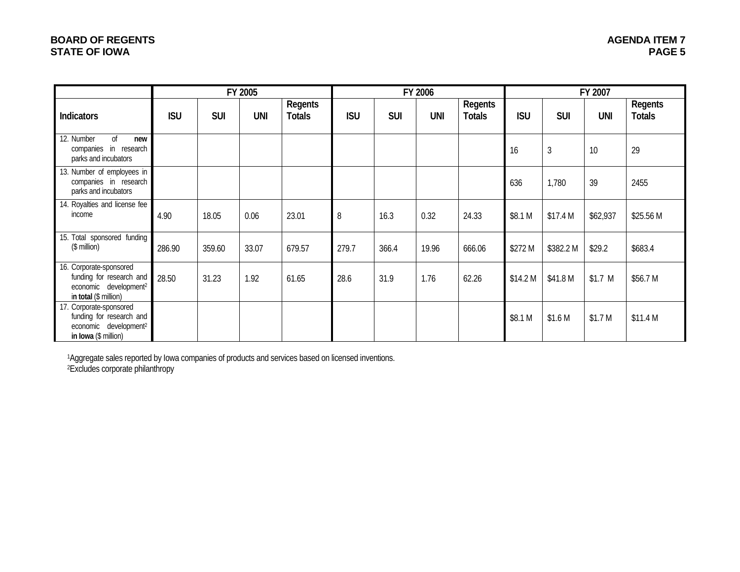| | FY 2005 | | | | FY 2006 | | | | FY 2007 | | | |
|---|---|---|---|---|---|---|---|---|---|---|---|---|
| **Indicators** | **ISU** | **SUI** | **UNI** | **Regents Totals** | **ISU** | **SUI** | **UNI** | **Regents Totals** | **ISU** | **SUI** | **UNI** | **Regents Totals** |
| 12. Number of **new** companies in research parks and incubators | | | | | | | | | 16 | 3 | 10 | 29 |
| 13. Number of employees in companies in research parks and incubators | | | | | | | | | 636 | 1,780 | 39 | 2455 |
| 14. Royalties and license fee income | 4.90 | 18.05 | 0.06 | 23.01 | 8 | 16.3 | 0.32 | 24.33 | $8.1 M | $17.4 M | $62,937 | $25.56 M |
| 15. Total sponsored funding ($ million) | 286.90 | 359.60 | 33.07 | 679.57 | 279.7 | 366.4 | 19.96 | 666.06 | $272 M | $382.2 M | $29.2 | $683.4 |
| 16. Corporate-sponsored funding for research and economic development[2] **in total** ($ million) | 28.50 | 31.23 | 1.92 | 61.65 | 28.6 | 31.9 | 1.76 | 62.26 | $14.2 M | $41.8 M | $1.7 M | $56.7 M |
| 17. Corporate-sponsored funding for research and economic development[2] **in Iowa** ($ million) | | | | | | | | | $8.1 M | $1.6 M | $1.7 M | $11.4 M |

[1]Aggregate sales reported by Iowa companies of products and services based on licensed inventions.
[2]Excludes corporate philanthropy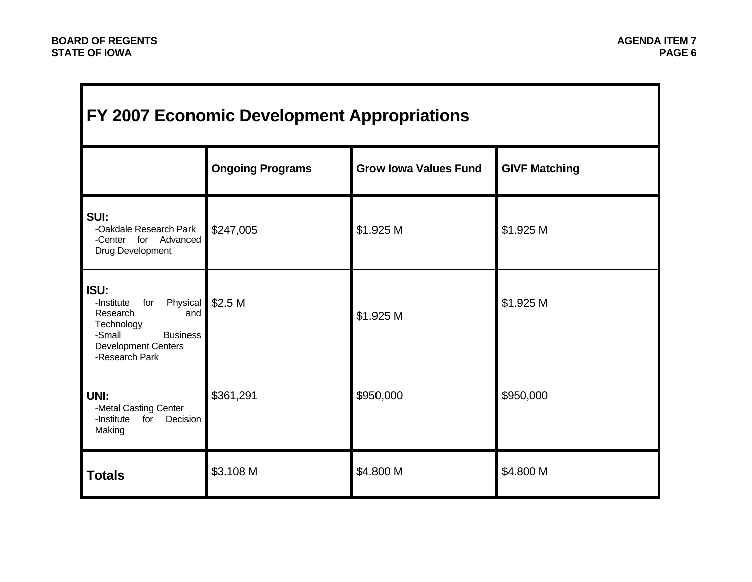## FY 2007 Economic Development Appropriations

| | Ongoing Programs | Grow Iowa Values Fund | GIVF Matching |
|---|---|---|---|
| **SUI:**<br>-Oakdale Research Park<br>-Center for Advanced Drug Development | $247,005 | $1.925 M | $1.925 M |
| **ISU:**<br>-Institute for Physical Research and Technology<br>-Small Business Development Centers<br>-Research Park | $2.5 M | $1.925 M | $1.925 M |
| **UNI:**<br>-Metal Casting Center<br>-Institute for Decision Making | $361,291 | $950,000 | $950,000 |
| **Totals** | $3.108 M | $4.800 M | $4.800 M |